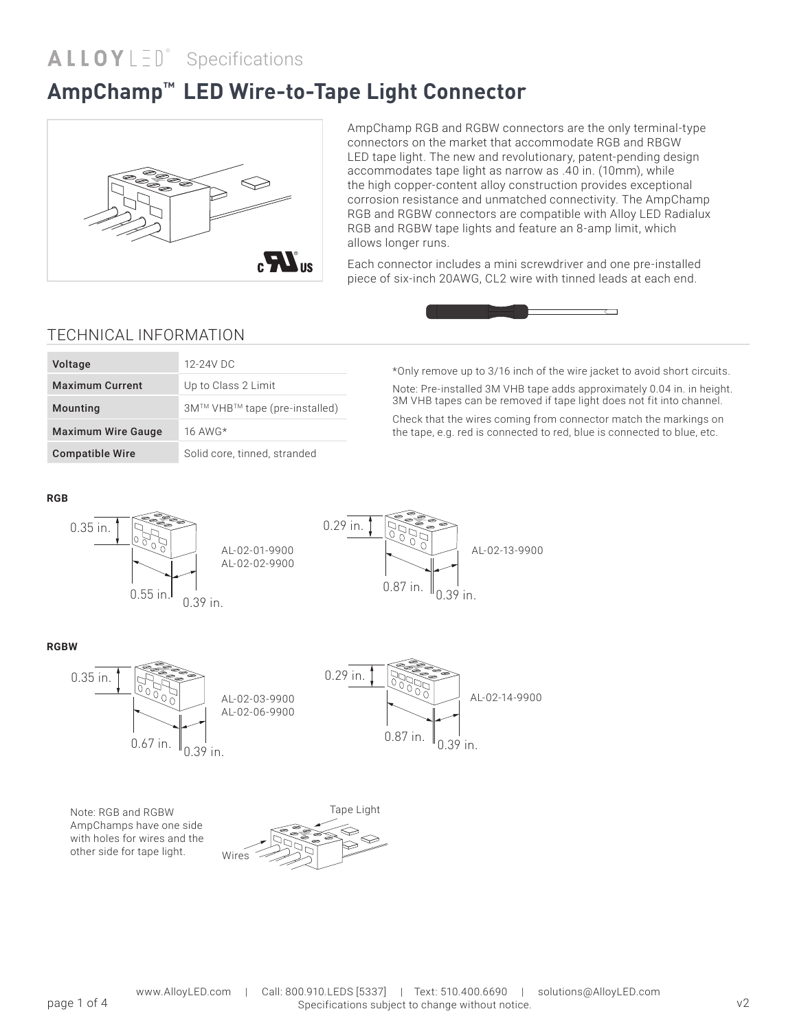# AmpChamp™ LED Wire-to-Tape Light Connector

AmpChamp RGB and RGBW connectors are the only terminal-type connectors on the market that accommodate RGB and RBGW LED tape light. The new and revolutionary, patent-pending design accommodates tape light as narrow as .40 in. (10mm), while the high copper-content alloy construction provides exceptional corrosion resistance and unmatched connectivity. The AmpChamp RGB and RGBW connectors are compatible with Alloy LED Radialux RGB and RGBW tape lights and feature an 8-amp limit, which allows longer runs.

Each connector includes a mini screwdriver and one pre-installed piece of six-inch 20AWG, CL2 wire with tinned leads at each end.

## TECHNICAL INFORMATION

| | |
|---|---|
| **Voltage** | 12-24V DC |
| **Maximum Current** | Up to Class 2 Limit |
| **Mounting** | 3M™ VHB™ tape (pre-installed) |
| **Maximum Wire Gauge** | 16 AWG* |
| **Compatible Wire** | Solid core, tinned, stranded |

*Only remove up to 3/16 inch of the wire jacket to avoid short circuits.

Note: Pre-installed 3M VHB tape adds approximately 0.04 in. in height. 3M VHB tapes can be removed if tape light does not fit into channel.

Check that the wires coming from connector match the markings on the tape, e.g. red is connected to red, blue is connected to blue, etc.

**RGB**

0.35 in. | 0.55 in. | 0.39 in. — AL-02-01-9900, AL-02-02-9900

0.29 in. | 0.87 in. | 0.39 in. — AL-02-13-9900

**RGBW**

0.35 in. | 0.67 in. | 0.39 in. — AL-02-03-9900, AL-02-06-9900

0.29 in. | 0.87 in. | 0.39 in. — AL-02-14-9900

Note: RGB and RGBW AmpChamps have one side with holes for wires and the other side for tape light.

Tape Light

Wires

www.AlloyLED.com | Call: 800.910.LEDS [5337] | Text: 510.400.6690 | solutions@AlloyLED.com

Specifications subject to change without notice.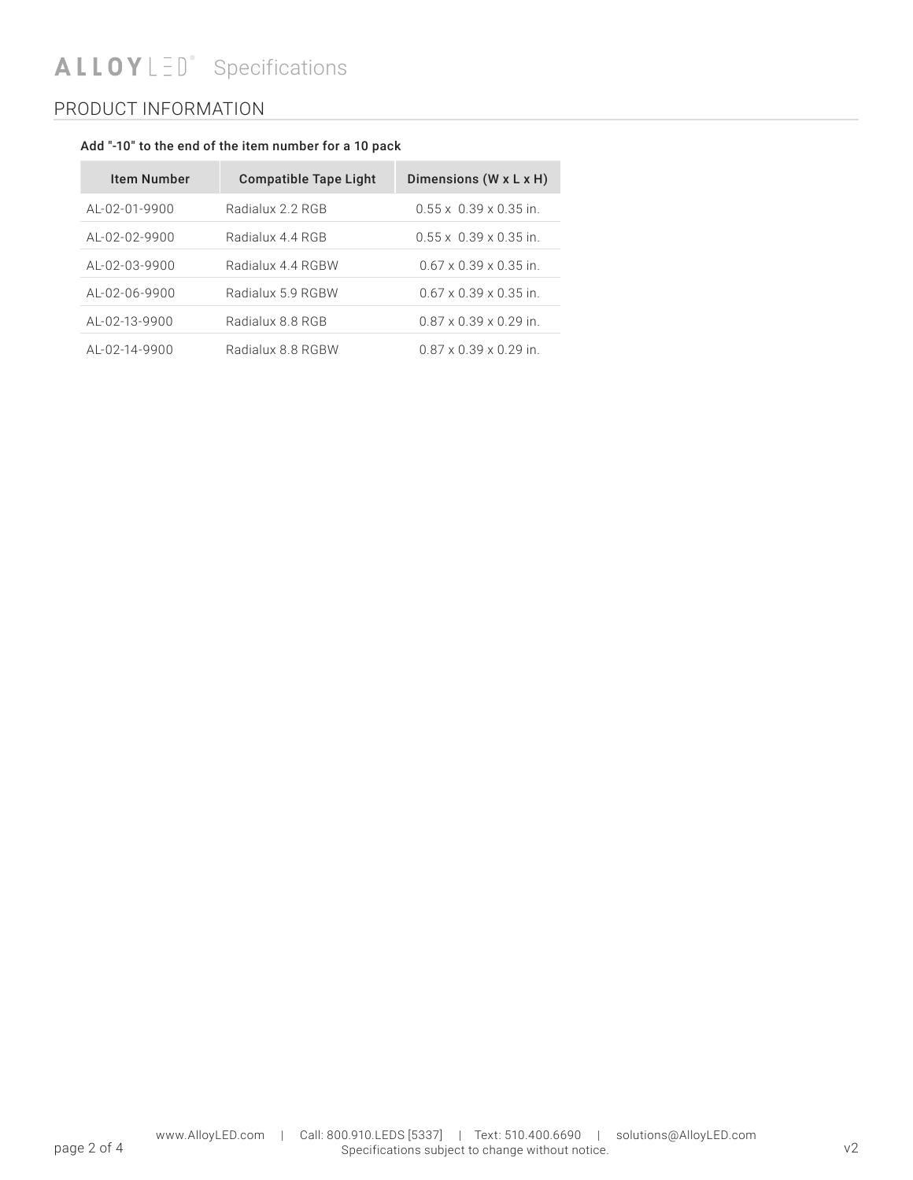## PRODUCT INFORMATION

**Add "-10" to the end of the item number for a 10 pack**

| Item Number | Compatible Tape Light | Dimensions (W x L x H) |
|---|---|---|
| AL-02-01-9900 | Radialux 2.2 RGB | 0.55 x 0.39 x 0.35 in. |
| AL-02-02-9900 | Radialux 4.4 RGB | 0.55 x 0.39 x 0.35 in. |
| AL-02-03-9900 | Radialux 4.4 RGBW | 0.67 x 0.39 x 0.35 in. |
| AL-02-06-9900 | Radialux 5.9 RGBW | 0.67 x 0.39 x 0.35 in. |
| AL-02-13-9900 | Radialux 8.8 RGB | 0.87 x 0.39 x 0.29 in. |
| AL-02-14-9900 | Radialux 8.8 RGBW | 0.87 x 0.39 x 0.29 in. |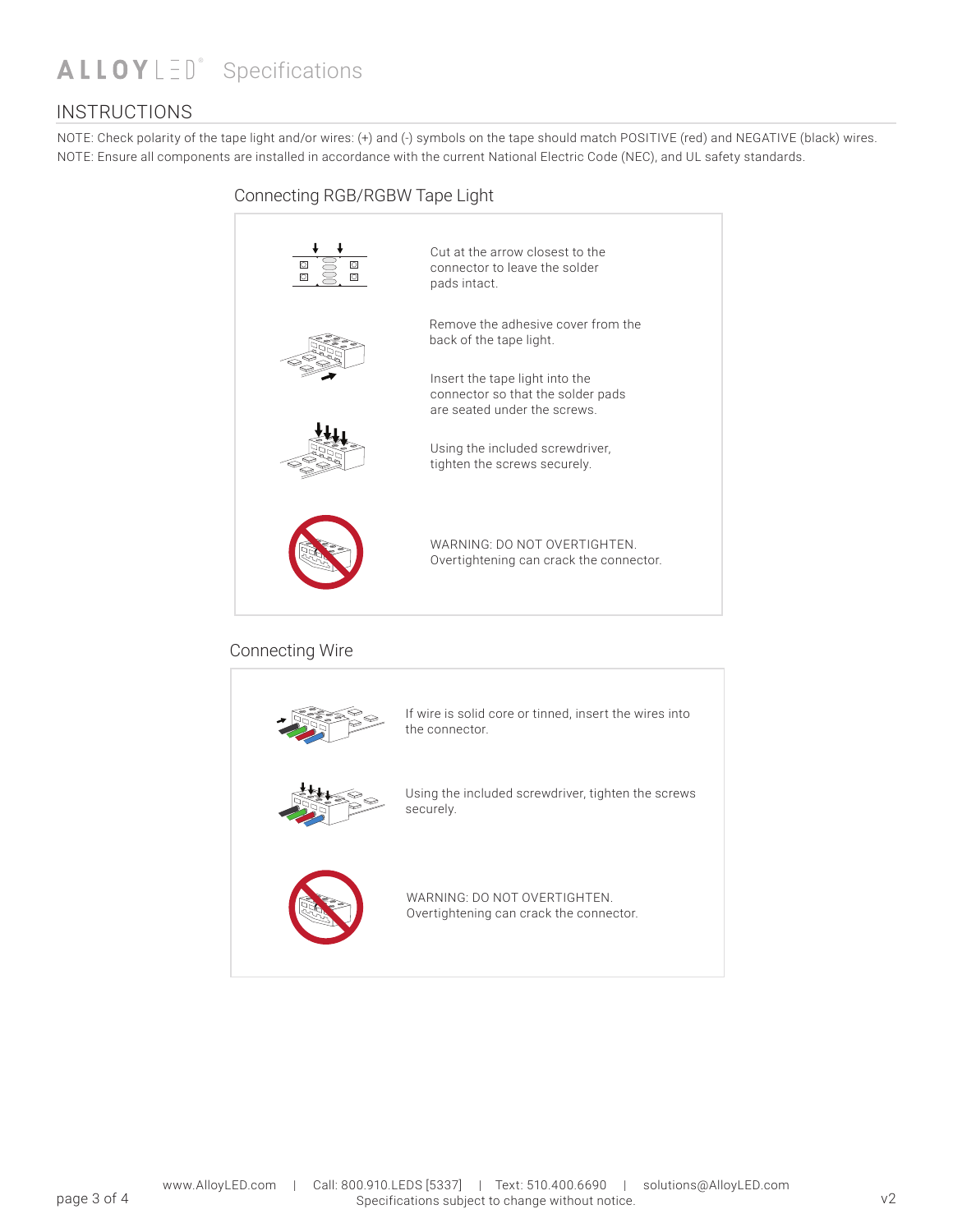## INSTRUCTIONS

NOTE: Check polarity of the tape light and/or wires: (+) and (-) symbols on the tape should match POSITIVE (red) and NEGATIVE (black) wires.
NOTE: Ensure all components are installed in accordance with the current National Electric Code (NEC), and UL safety standards.

### Connecting RGB/RGBW Tape Light

Cut at the arrow closest to the connector to leave the solder pads intact.

Remove the adhesive cover from the back of the tape light.

Insert the tape light into the connector so that the solder pads are seated under the screws.

Using the included screwdriver, tighten the screws securely.

WARNING: DO NOT OVERTIGHTEN.
Overtightening can crack the connector.

### Connecting Wire

If wire is solid core or tinned, insert the wires into the connector.

Using the included screwdriver, tighten the screws securely.

WARNING: DO NOT OVERTIGHTEN.
Overtightening can crack the connector.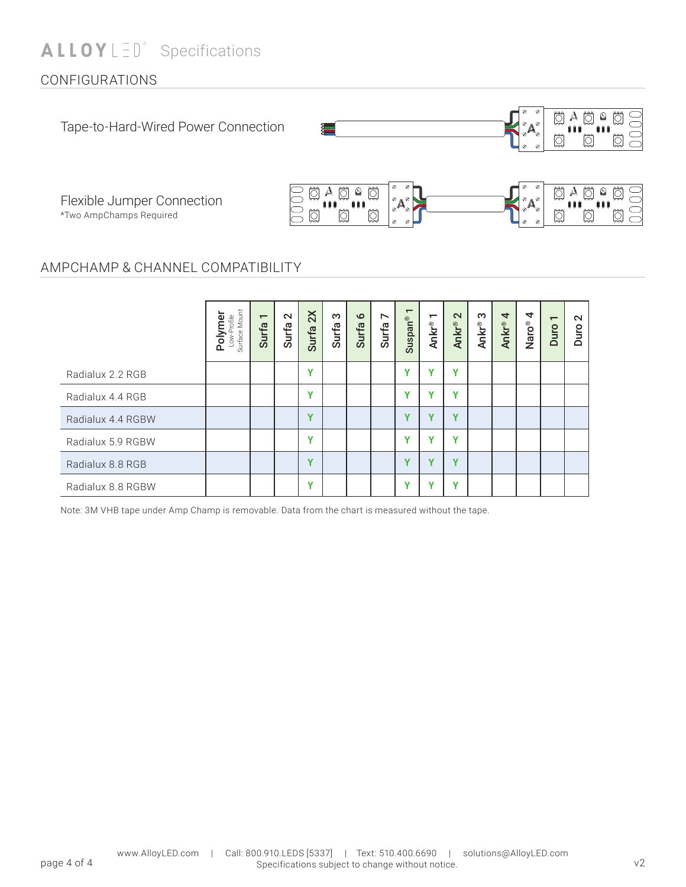ALLOY LED Specifications

## CONFIGURATIONS

Tape-to-Hard-Wired Power Connection

Flexible Jumper Connection
*Two AmpChamps Required

## AMPCHAMP & CHANNEL COMPATIBILITY

| | Polymer Low-Profile Surface Mount | Surfa 1 | Surfa 2 | Surfa 2X | Surfa 3 | Surfa 6 | Surfa 7 | Suspan® 1 | Ankr® 1 | Ankr® 2 | Ankr® 3 | Ankr® 4 | Naro® 4 | Duro 1 | Duro 2 |
|---|---|---|---|---|---|---|---|---|---|---|---|---|---|---|---|
| Radialux 2.2 RGB | | | | Y | | | | Y | Y | Y | | | | | |
| Radialux 4.4 RGB | | | | Y | | | | Y | Y | Y | | | | | |
| Radialux 4.4 RGBW | | | | Y | | | | Y | Y | Y | | | | | |
| Radialux 5.9 RGBW | | | | Y | | | | Y | Y | Y | | | | | |
| Radialux 8.8 RGB | | | | Y | | | | Y | Y | Y | | | | | |
| Radialux 8.8 RGBW | | | | Y | | | | Y | Y | Y | | | | | |

Note: 3M VHB tape under Amp Champ is removable. Data from the chart is measured without the tape.

www.AlloyLED.com | Call: 800.910.LEDS [5337] | Text: 510.400.6690 | solutions@AlloyLED.com
Specifications subject to change without notice.

v2